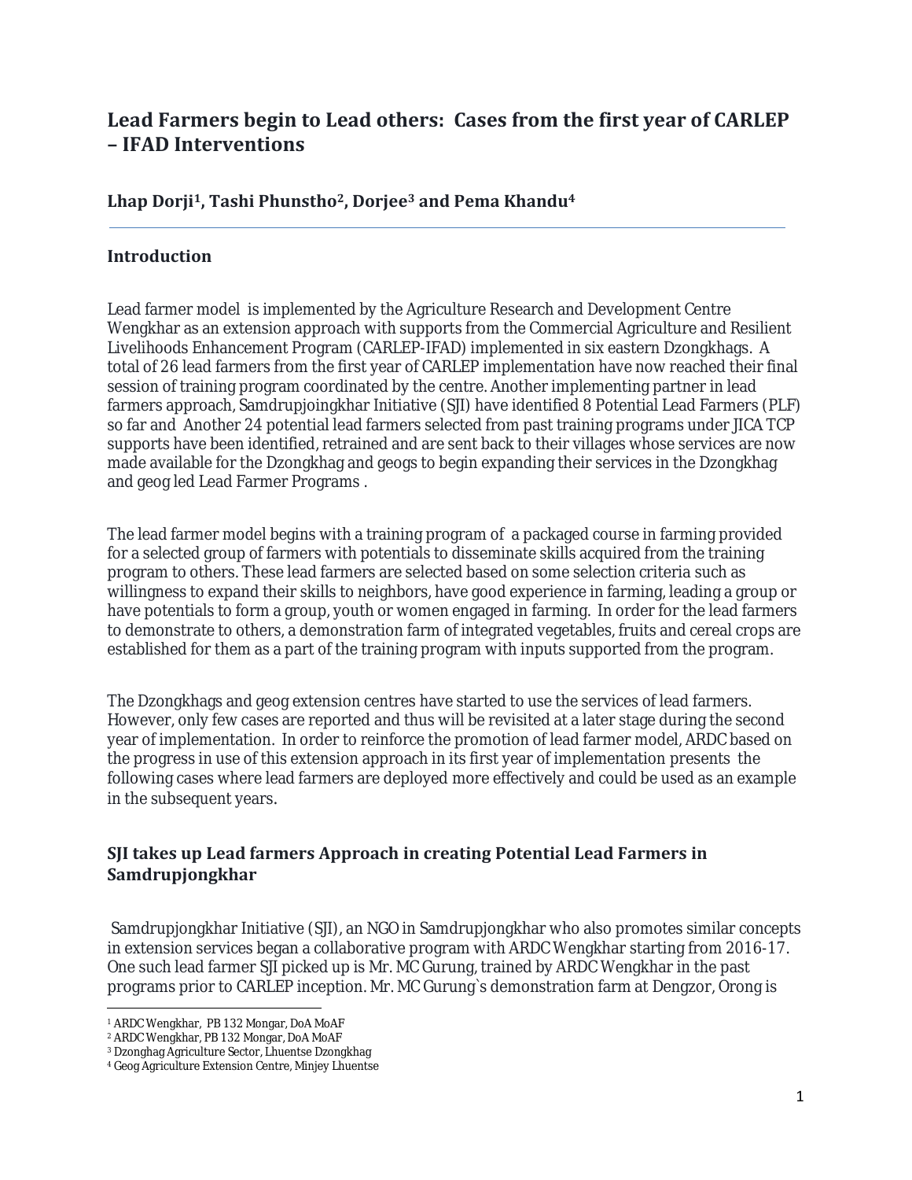# Lead Farmers begin to Lead others: Cases from the first year of CARLEP – IFAD Interventions

**Lhap Dorji[1], Tashi Phunstho[2], Dorjee[3] and Pema Khandu[4]**

## Introduction

Lead farmer model is implemented by the Agriculture Research and Development Centre Wengkhar as an extension approach with supports from the Commercial Agriculture and Resilient Livelihoods Enhancement Program (CARLEP-IFAD) implemented in six eastern Dzongkhags. A total of 26 lead farmers from the first year of CARLEP implementation have now reached their final session of training program coordinated by the centre. Another implementing partner in lead farmers approach, Samdrupjoingkhar Initiative (SJI) have identified 8 Potential Lead Farmers (PLF) so far and Another 24 potential lead farmers selected from past training programs under JICA TCP supports have been identified, retrained and are sent back to their villages whose services are now made available for the Dzongkhag and geogs to begin expanding their services in the Dzongkhag and geog led Lead Farmer Programs .

The lead farmer model begins with a training program of a packaged course in farming provided for a selected group of farmers with potentials to disseminate skills acquired from the training program to others. These lead farmers are selected based on some selection criteria such as willingness to expand their skills to neighbors, have good experience in farming, leading a group or have potentials to form a group, youth or women engaged in farming. In order for the lead farmers to demonstrate to others, a demonstration farm of integrated vegetables, fruits and cereal crops are established for them as a part of the training program with inputs supported from the program.

The Dzongkhags and geog extension centres have started to use the services of lead farmers. However, only few cases are reported and thus will be revisited at a later stage during the second year of implementation. In order to reinforce the promotion of lead farmer model, ARDC based on the progress in use of this extension approach in its first year of implementation presents the following cases where lead farmers are deployed more effectively and could be used as an example in the subsequent years.

## SJI takes up Lead farmers Approach in creating Potential Lead Farmers in Samdrupjongkhar

Samdrupjongkhar Initiative (SJI), an NGO in Samdrupjongkhar who also promotes similar concepts in extension services began a collaborative program with ARDC Wengkhar starting from 2016-17. One such lead farmer SJI picked up is Mr. MC Gurung, trained by ARDC Wengkhar in the past programs prior to CARLEP inception. Mr. MC Gurung`s demonstration farm at Dengzor, Orong is

[1] ARDC Wengkhar, PB 132 Mongar, DoA MoAF
[2] ARDC Wengkhar, PB 132 Mongar, DoA MoAF
[3] Dzonghag Agriculture Sector, Lhuentse Dzongkhag
[4] Geog Agriculture Extension Centre, Minjey Lhuentse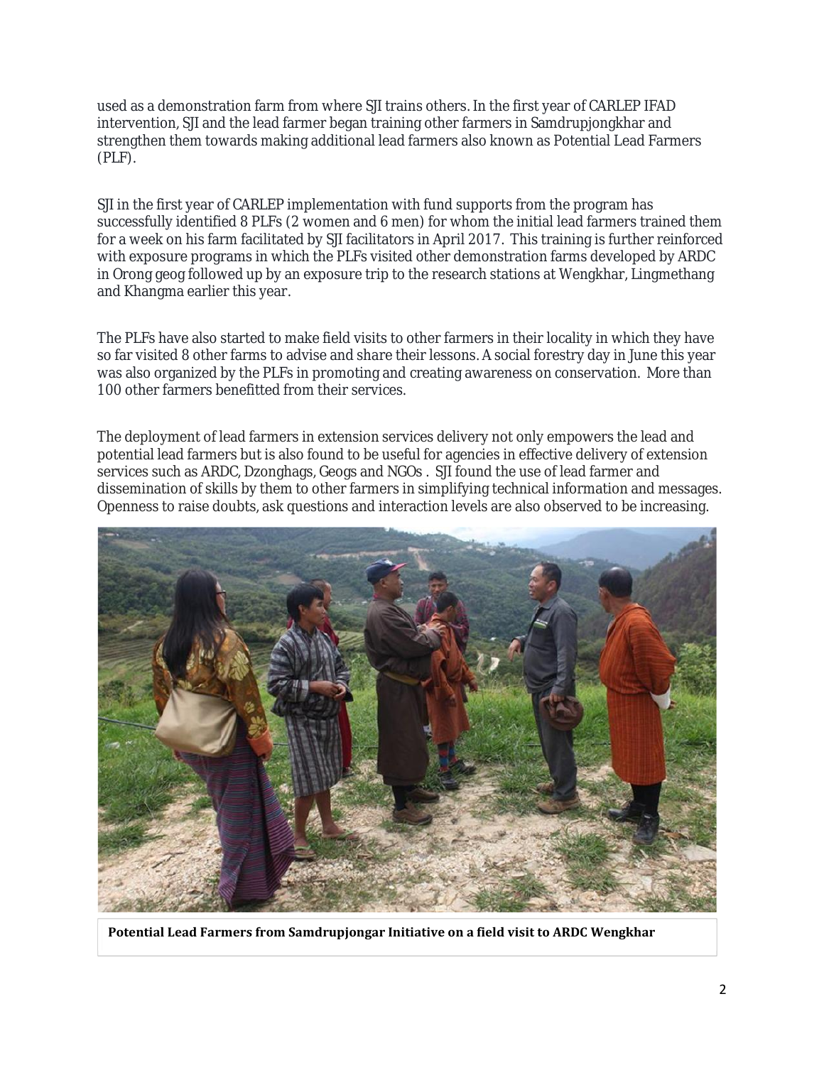used as a demonstration farm from where SJI trains others. In the first year of CARLEP IFAD intervention, SJI and the lead farmer began training other farmers in Samdrupjongkhar and strengthen them towards making additional lead farmers also known as Potential Lead Farmers (PLF).

SJI in the first year of CARLEP implementation with fund supports from the program has successfully identified 8 PLFs (2 women and 6 men) for whom the initial lead farmers trained them for a week on his farm facilitated by SJI facilitators in April 2017. This training is further reinforced with exposure programs in which the PLFs visited other demonstration farms developed by ARDC in Orong geog followed up by an exposure trip to the research stations at Wengkhar, Lingmethang and Khangma earlier this year.

The PLFs have also started to make field visits to other farmers in their locality in which they have so far visited 8 other farms to advise and share their lessons. A social forestry day in June this year was also organized by the PLFs in promoting and creating awareness on conservation. More than 100 other farmers benefitted from their services.

The deployment of lead farmers in extension services delivery not only empowers the lead and potential lead farmers but is also found to be useful for agencies in effective delivery of extension services such as ARDC, Dzonghags, Geogs and NGOs . SJI found the use of lead farmer and dissemination of skills by them to other farmers in simplifying technical information and messages. Openness to raise doubts, ask questions and interaction levels are also observed to be increasing.

**Potential Lead Farmers from Samdrupjongar Initiative on a field visit to ARDC Wengkhar**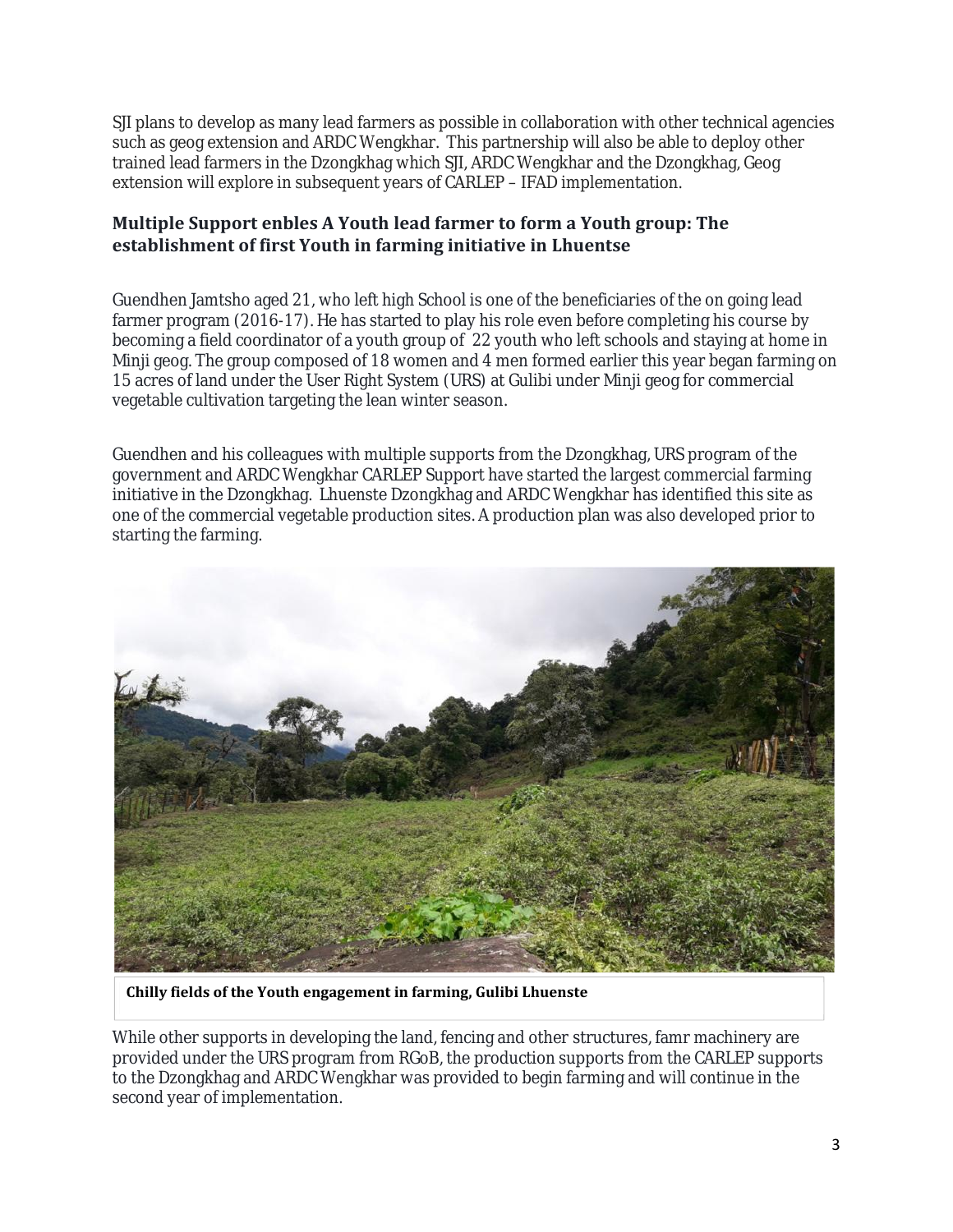SJI plans to develop as many lead farmers as possible in collaboration with other technical agencies such as geog extension and ARDC Wengkhar. This partnership will also be able to deploy other trained lead farmers in the Dzongkhag which SJI, ARDC Wengkhar and the Dzongkhag, Geog extension will explore in subsequent years of CARLEP – IFAD implementation.

### Multiple Support enbles A Youth lead farmer to form a Youth group: The establishment of first Youth in farming initiative in Lhuentse

Guendhen Jamtsho aged 21, who left high School is one of the beneficiaries of the on going lead farmer program (2016-17). He has started to play his role even before completing his course by becoming a field coordinator of a youth group of 22 youth who left schools and staying at home in Minji geog. The group composed of 18 women and 4 men formed earlier this year began farming on 15 acres of land under the User Right System (URS) at Gulibi under Minji geog for commercial vegetable cultivation targeting the lean winter season.

Guendhen and his colleagues with multiple supports from the Dzongkhag, URS program of the government and ARDC Wengkhar CARLEP Support have started the largest commercial farming initiative in the Dzongkhag. Lhuenste Dzongkhag and ARDC Wengkhar has identified this site as one of the commercial vegetable production sites. A production plan was also developed prior to starting the farming.

**Chilly fields of the Youth engagement in farming, Gulibi Lhuenste**

While other supports in developing the land, fencing and other structures, famr machinery are provided under the URS program from RGoB, the production supports from the CARLEP supports to the Dzongkhag and ARDC Wengkhar was provided to begin farming and will continue in the second year of implementation.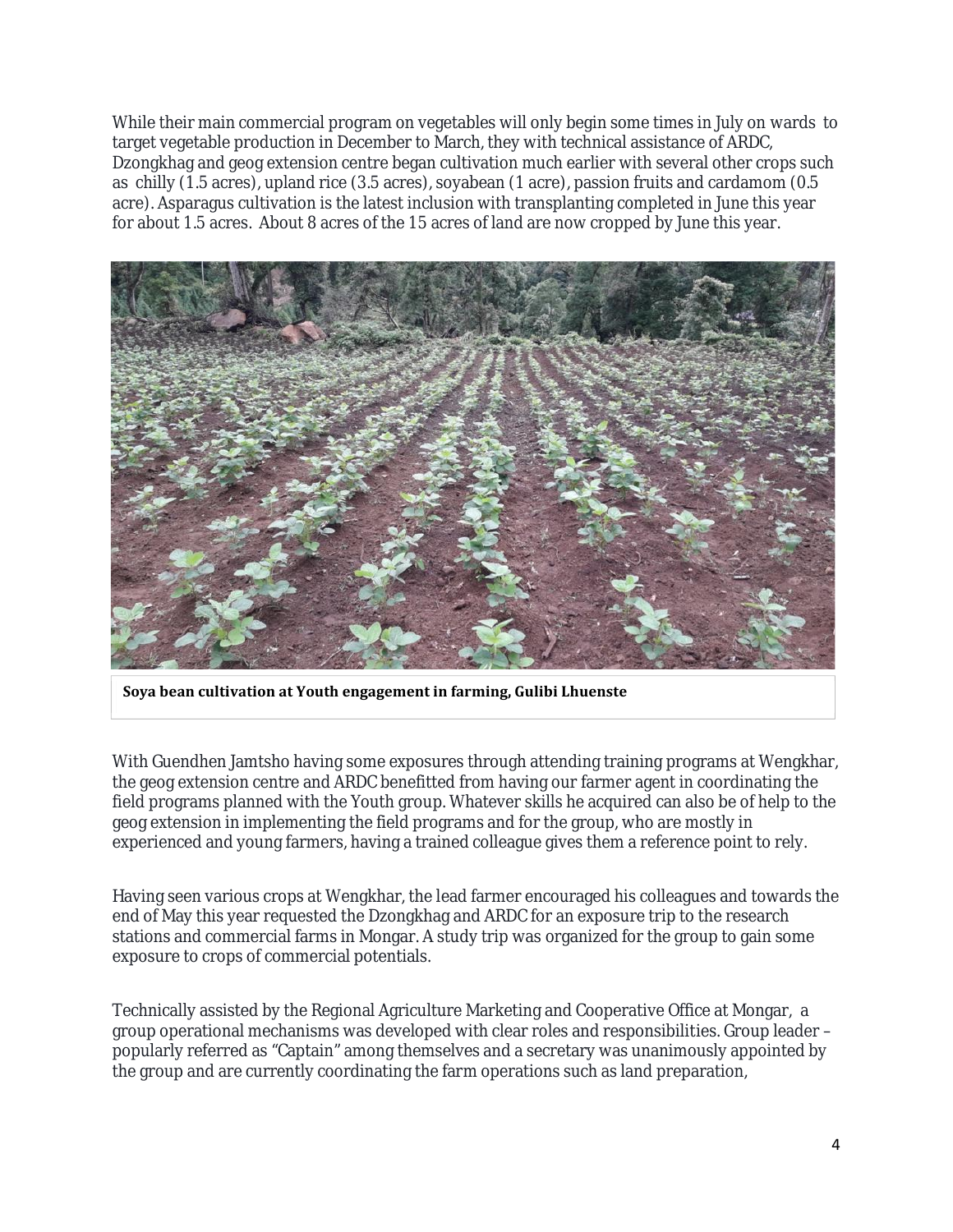While their main commercial program on vegetables will only begin some times in July on wards to target vegetable production in December to March, they with technical assistance of ARDC, Dzongkhag and geog extension centre began cultivation much earlier with several other crops such as chilly (1.5 acres), upland rice (3.5 acres), soyabean (1 acre), passion fruits and cardamom (0.5 acre). Asparagus cultivation is the latest inclusion with transplanting completed in June this year for about 1.5 acres. About 8 acres of the 15 acres of land are now cropped by June this year.

**Soya bean cultivation at Youth engagement in farming, Gulibi Lhuenste**

With Guendhen Jamtsho having some exposures through attending training programs at Wengkhar, the geog extension centre and ARDC benefitted from having our farmer agent in coordinating the field programs planned with the Youth group. Whatever skills he acquired can also be of help to the geog extension in implementing the field programs and for the group, who are mostly in experienced and young farmers, having a trained colleague gives them a reference point to rely.

Having seen various crops at Wengkhar, the lead farmer encouraged his colleagues and towards the end of May this year requested the Dzongkhag and ARDC for an exposure trip to the research stations and commercial farms in Mongar. A study trip was organized for the group to gain some exposure to crops of commercial potentials.

Technically assisted by the Regional Agriculture Marketing and Cooperative Office at Mongar, a group operational mechanisms was developed with clear roles and responsibilities. Group leader – popularly referred as "Captain" among themselves and a secretary was unanimously appointed by the group and are currently coordinating the farm operations such as land preparation,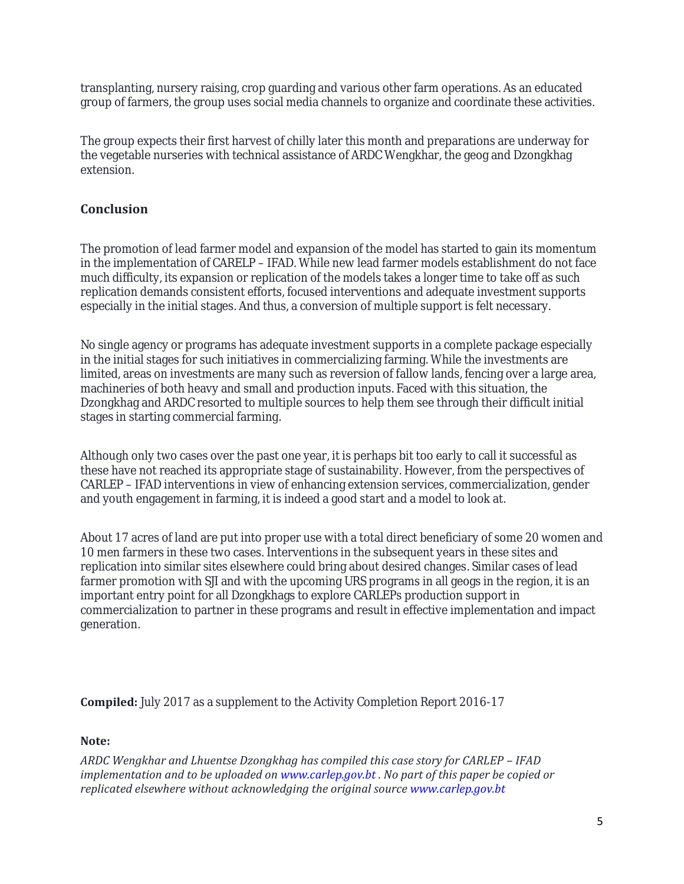transplanting, nursery raising, crop guarding and various other farm operations. As an educated group of farmers, the group uses social media channels to organize and coordinate these activities.

The group expects their first harvest of chilly later this month and preparations are underway for the vegetable nurseries with technical assistance of ARDC Wengkhar, the geog and Dzongkhag extension.

## Conclusion

The promotion of lead farmer model and expansion of the model has started to gain its momentum in the implementation of CARELP – IFAD. While new lead farmer models establishment do not face much difficulty, its expansion or replication of the models takes a longer time to take off as such replication demands consistent efforts, focused interventions and adequate investment supports especially in the initial stages. And thus, a conversion of multiple support is felt necessary.

No single agency or programs has adequate investment supports in a complete package especially in the initial stages for such initiatives in commercializing farming. While the investments are limited, areas on investments are many such as reversion of fallow lands, fencing over a large area, machineries of both heavy and small and production inputs. Faced with this situation, the Dzongkhag and ARDC resorted to multiple sources to help them see through their difficult initial stages in starting commercial farming.

Although only two cases over the past one year, it is perhaps bit too early to call it successful as these have not reached its appropriate stage of sustainability. However, from the perspectives of CARLEP – IFAD interventions in view of enhancing extension services, commercialization, gender and youth engagement in farming, it is indeed a good start and a model to look at.

About 17 acres of land are put into proper use with a total direct beneficiary of some 20 women and 10 men farmers in these two cases. Interventions in the subsequent years in these sites and replication into similar sites elsewhere could bring about desired changes. Similar cases of lead farmer promotion with SJI and with the upcoming URS programs in all geogs in the region, it is an important entry point for all Dzongkhags to explore CARLEPs production support in commercialization to partner in these programs and result in effective implementation and impact generation.

**Compiled:** July 2017 as a supplement to the Activity Completion Report 2016-17

**Note:**

*ARDC Wengkhar and Lhuentse Dzongkhag has compiled this case story for CARLEP – IFAD implementation and to be uploaded on www.carlep.gov.bt . No part of this paper be copied or replicated elsewhere without acknowledging the original source www.carlep.gov.bt*